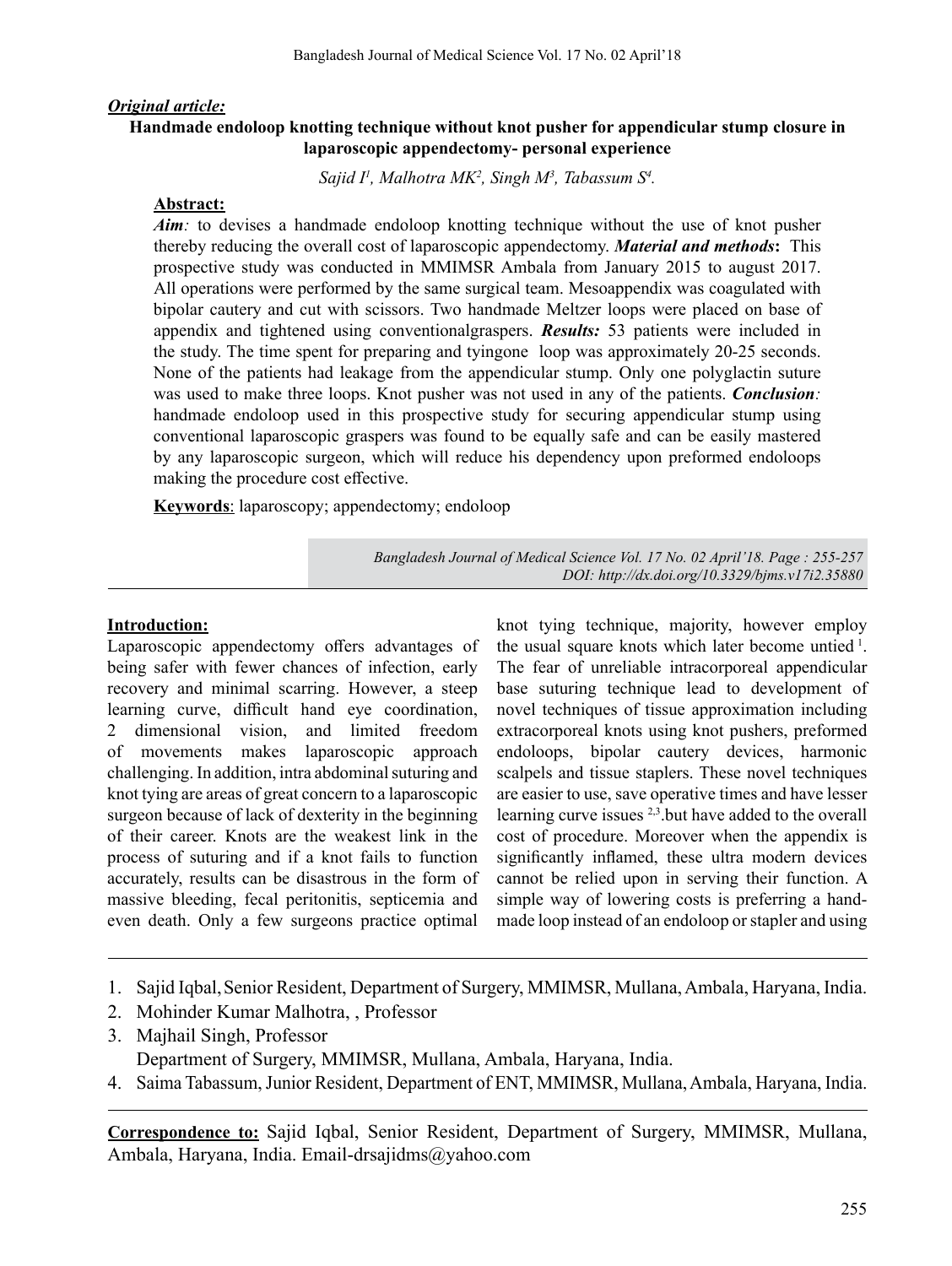***Original article:***

**Handmade endoloop knotting technique without knot pusher for appendicular stump closure in laparoscopic appendectomy- personal experience**

*Sajid I[1], Malhotra MK[2], Singh M[3], Tabassum S[4].*

**Abstract:**

***Aim**:* to devises a handmade endoloop knotting technique without the use of knot pusher thereby reducing the overall cost of laparoscopic appendectomy. ***Material and methods*:** This prospective study was conducted in MMIMSR Ambala from January 2015 to august 2017. All operations were performed by the same surgical team. Mesoappendix was coagulated with bipolar cautery and cut with scissors. Two handmade Meltzer loops were placed on base of appendix and tightened using conventionalgraspers. ***Results:*** 53 patients were included in the study. The time spent for preparing and tyingone loop was approximately 20-25 seconds. None of the patients had leakage from the appendicular stump. Only one polyglactin suture was used to make three loops. Knot pusher was not used in any of the patients. ***Conclusion**:* handmade endoloop used in this prospective study for securing appendicular stump using conventional laparoscopic graspers was found to be equally safe and can be easily mastered by any laparoscopic surgeon, which will reduce his dependency upon preformed endoloops making the procedure cost effective.

**Keywords**: laparoscopy; appendectomy; endoloop

*DOI: http://dx.doi.org/10.3329/bjms.v17i2.35880*

**Introduction:**

Laparoscopic appendectomy offers advantages of being safer with fewer chances of infection, early recovery and minimal scarring. However, a steep learning curve, difficult hand eye coordination, 2 dimensional vision, and limited freedom of movements makes laparoscopic approach challenging. In addition, intra abdominal suturing and knot tying are areas of great concern to a laparoscopic surgeon because of lack of dexterity in the beginning of their career. Knots are the weakest link in the process of suturing and if a knot fails to function accurately, results can be disastrous in the form of massive bleeding, fecal peritonitis, septicemia and even death. Only a few surgeons practice optimal knot tying technique, majority, however employ the usual square knots which later become untied [1]. The fear of unreliable intracorporeal appendicular base suturing technique lead to development of novel techniques of tissue approximation including extracorporeal knots using knot pushers, preformed endoloops, bipolar cautery devices, harmonic scalpels and tissue staplers. These novel techniques are easier to use, save operative times and have lesser learning curve issues [2,3].but have added to the overall cost of procedure. Moreover when the appendix is significantly inflamed, these ultra modern devices cannot be relied upon in serving their function. A simple way of lowering costs is preferring a hand-made loop instead of an endoloop or stapler and using

1. Sajid Iqbal, Senior Resident, Department of Surgery, MMIMSR, Mullana, Ambala, Haryana, India.
2. Mohinder Kumar Malhotra, , Professor
3. Majhail Singh, Professor
   Department of Surgery, MMIMSR, Mullana, Ambala, Haryana, India.
4. Saima Tabassum, Junior Resident, Department of ENT, MMIMSR, Mullana, Ambala, Haryana, India.

**Correspondence to:** Sajid Iqbal, Senior Resident, Department of Surgery, MMIMSR, Mullana, Ambala, Haryana, India. Email-drsajidms@yahoo.com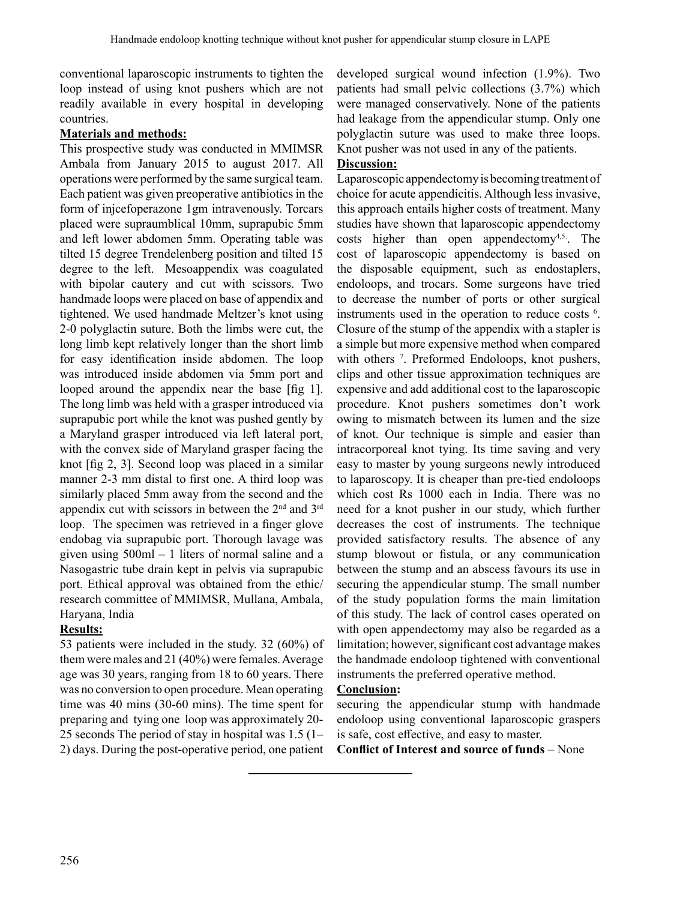conventional laparoscopic instruments to tighten the loop instead of using knot pushers which are not readily available in every hospital in developing countries.

**Materials and methods:**

This prospective study was conducted in MMIMSR Ambala from January 2015 to august 2017. All operations were performed by the same surgical team. Each patient was given preoperative antibiotics in the form of injcefoperazone 1gm intravenously. Torcars placed were supraumblical 10mm, suprapubic 5mm and left lower abdomen 5mm. Operating table was tilted 15 degree Trendelenberg position and tilted 15 degree to the left. Mesoappendix was coagulated with bipolar cautery and cut with scissors. Two handmade loops were placed on base of appendix and tightened. We used handmade Meltzer's knot using 2-0 polyglactin suture. Both the limbs were cut, the long limb kept relatively longer than the short limb for easy identification inside abdomen. The loop was introduced inside abdomen via 5mm port and looped around the appendix near the base [fig 1]. The long limb was held with a grasper introduced via suprapubic port while the knot was pushed gently by a Maryland grasper introduced via left lateral port, with the convex side of Maryland grasper facing the knot [fig 2, 3]. Second loop was placed in a similar manner 2-3 mm distal to first one. A third loop was similarly placed 5mm away from the second and the appendix cut with scissors in between the 2nd and 3rd loop. The specimen was retrieved in a finger glove endobag via suprapubic port. Thorough lavage was given using 500ml – 1 liters of normal saline and a Nasogastric tube drain kept in pelvis via suprapubic port. Ethical approval was obtained from the ethic/research committee of MMIMSR, Mullana, Ambala, Haryana, India

**Results:**

53 patients were included in the study. 32 (60%) of them were males and 21 (40%) were females. Average age was 30 years, ranging from 18 to 60 years. There was no conversion to open procedure. Mean operating time was 40 mins (30-60 mins). The time spent for preparing and tying one loop was approximately 20-25 seconds The period of stay in hospital was 1.5 (1–2) days. During the post-operative period, one patient developed surgical wound infection (1.9%). Two patients had small pelvic collections (3.7%) which were managed conservatively. None of the patients had leakage from the appendicular stump. Only one polyglactin suture was used to make three loops. Knot pusher was not used in any of the patients.

**Discussion:**

Laparoscopic appendectomy is becoming treatment of choice for acute appendicitis. Although less invasive, this approach entails higher costs of treatment. Many studies have shown that laparoscopic appendectomy costs higher than open appendectomy[4,5]. The cost of laparoscopic appendectomy is based on the disposable equipment, such as endostaplers, endoloops, and trocars. Some surgeons have tried to decrease the number of ports or other surgical instruments used in the operation to reduce costs [6]. Closure of the stump of the appendix with a stapler is a simple but more expensive method when compared with others [7]. Preformed Endoloops, knot pushers, clips and other tissue approximation techniques are expensive and add additional cost to the laparoscopic procedure. Knot pushers sometimes don't work owing to mismatch between its lumen and the size of knot. Our technique is simple and easier than intracorporeal knot tying. Its time saving and very easy to master by young surgeons newly introduced to laparoscopy. It is cheaper than pre-tied endoloops which cost Rs 1000 each in India. There was no need for a knot pusher in our study, which further decreases the cost of instruments. The technique provided satisfactory results. The absence of any stump blowout or fistula, or any communication between the stump and an abscess favours its use in securing the appendicular stump. The small number of the study population forms the main limitation of this study. The lack of control cases operated on with open appendectomy may also be regarded as a limitation; however, significant cost advantage makes the handmade endoloop tightened with conventional instruments the preferred operative method.

**Conclusion:**

securing the appendicular stump with handmade endoloop using conventional laparoscopic graspers is safe, cost effective, and easy to master.

**Conflict of Interest and source of funds** – None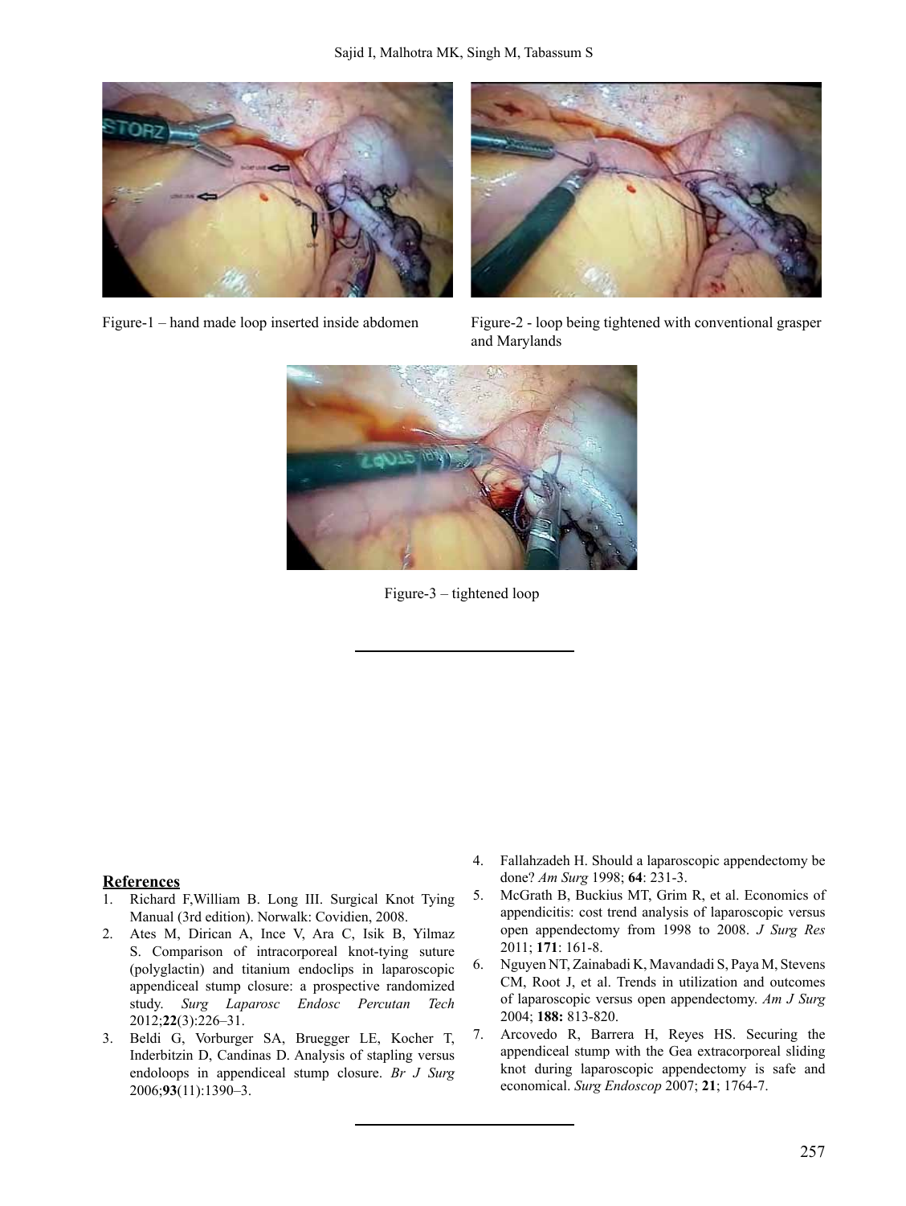Figure-1 – hand made loop inserted inside abdomen

Figure-2 - loop being tightened with conventional grasper and Marylands

Figure-3 – tightened loop

## References

1. Richard F,William B. Long III. Surgical Knot Tying Manual (3rd edition). Norwalk: Covidien, 2008.
2. Ates M, Dirican A, Ince V, Ara C, Isik B, Yilmaz S. Comparison of intracorporeal knot-tying suture (polyglactin) and titanium endoclips in laparoscopic appendiceal stump closure: a prospective randomized study. *Surg Laparosc Endosc Percutan Tech* 2012;**22**(3):226–31.
3. Beldi G, Vorburger SA, Bruegger LE, Kocher T, Inderbitzin D, Candinas D. Analysis of stapling versus endoloops in appendiceal stump closure. *Br J Surg* 2006;**93**(11):1390–3.
4. Fallahzadeh H. Should a laparoscopic appendectomy be done? *Am Surg* 1998; **64**: 231-3.
5. McGrath B, Buckius MT, Grim R, et al. Economics of appendicitis: cost trend analysis of laparoscopic versus open appendectomy from 1998 to 2008. *J Surg Res* 2011; **171**: 161-8.
6. Nguyen NT, Zainabadi K, Mavandadi S, Paya M, Stevens CM, Root J, et al. Trends in utilization and outcomes of laparoscopic versus open appendectomy. *Am J Surg* 2004; **188:** 813-820.
7. Arcovedo R, Barrera H, Reyes HS. Securing the appendiceal stump with the Gea extracorporeal sliding knot during laparoscopic appendectomy is safe and economical. *Surg Endoscop* 2007; **21**; 1764-7.